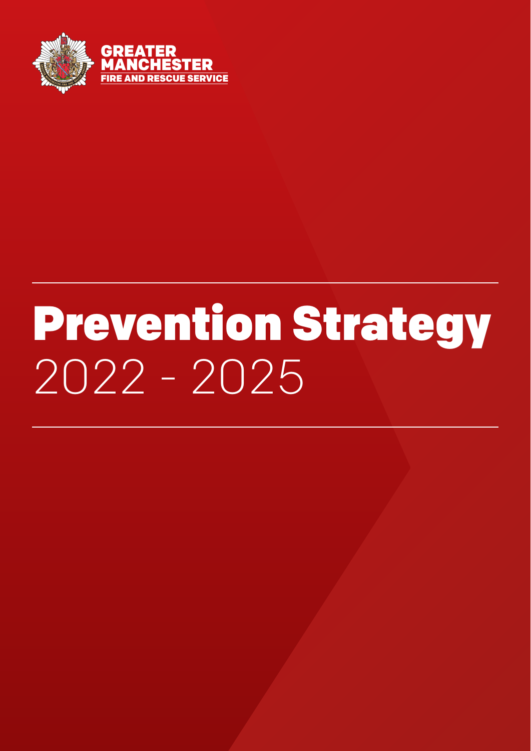GREATER MANCHESTER
FIRE AND RESCUE SERVICE

# Prevention Strategy
2022 - 2025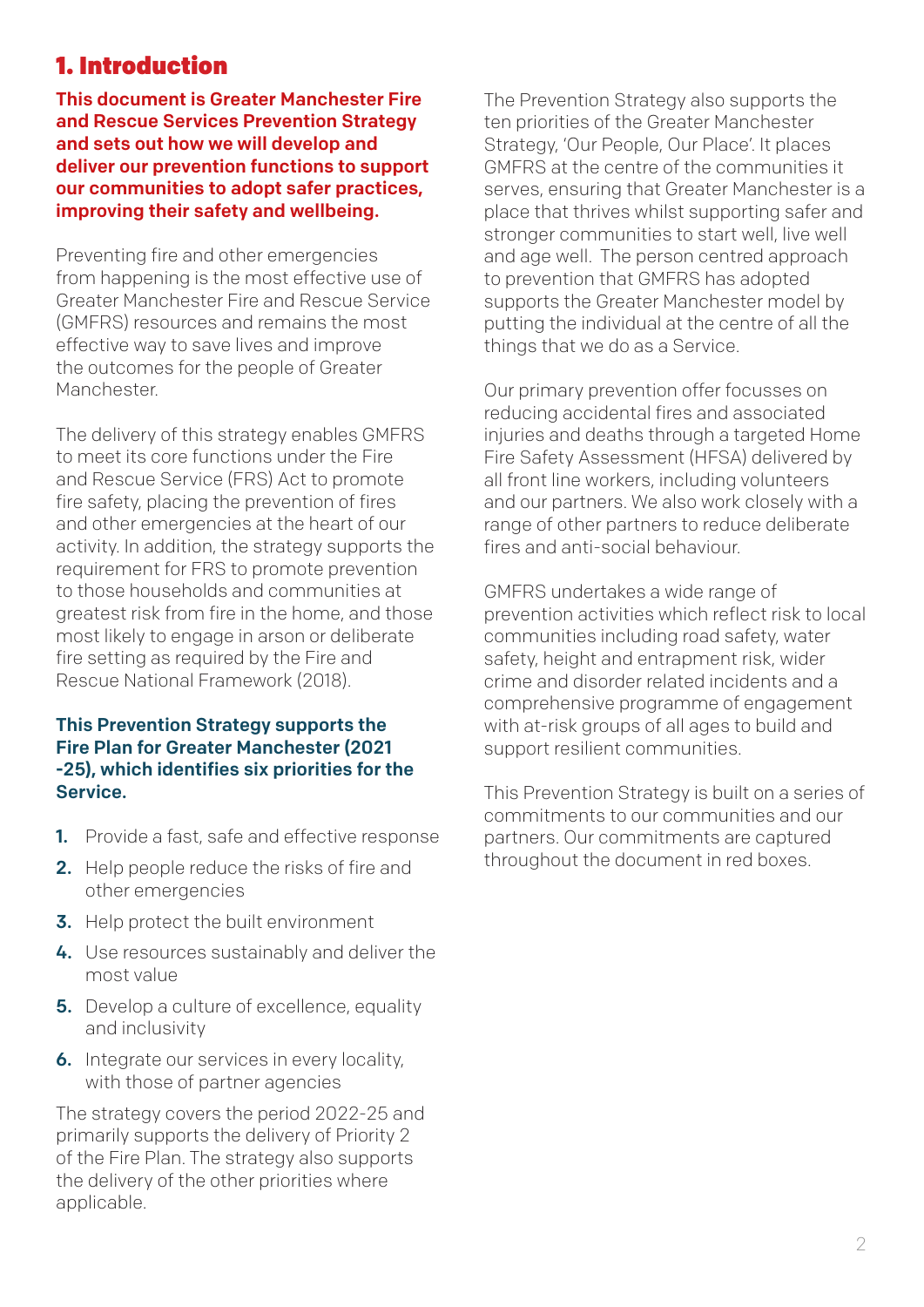# 1. Introduction

**This document is Greater Manchester Fire and Rescue Services Prevention Strategy and sets out how we will develop and deliver our prevention functions to support our communities to adopt safer practices, improving their safety and wellbeing.**

Preventing fire and other emergencies from happening is the most effective use of Greater Manchester Fire and Rescue Service (GMFRS) resources and remains the most effective way to save lives and improve the outcomes for the people of Greater Manchester.

The delivery of this strategy enables GMFRS to meet its core functions under the Fire and Rescue Service (FRS) Act to promote fire safety, placing the prevention of fires and other emergencies at the heart of our activity. In addition, the strategy supports the requirement for FRS to promote prevention to those households and communities at greatest risk from fire in the home, and those most likely to engage in arson or deliberate fire setting as required by the Fire and Rescue National Framework (2018).

**This Prevention Strategy supports the Fire Plan for Greater Manchester (2021 -25), which identifies six priorities for the Service.**

1. Provide a fast, safe and effective response
2. Help people reduce the risks of fire and other emergencies
3. Help protect the built environment
4. Use resources sustainably and deliver the most value
5. Develop a culture of excellence, equality and inclusivity
6. Integrate our services in every locality, with those of partner agencies

The strategy covers the period 2022-25 and primarily supports the delivery of Priority 2 of the Fire Plan. The strategy also supports the delivery of the other priorities where applicable.

The Prevention Strategy also supports the ten priorities of the Greater Manchester Strategy, 'Our People, Our Place'. It places GMFRS at the centre of the communities it serves, ensuring that Greater Manchester is a place that thrives whilst supporting safer and stronger communities to start well, live well and age well. The person centred approach to prevention that GMFRS has adopted supports the Greater Manchester model by putting the individual at the centre of all the things that we do as a Service.

Our primary prevention offer focusses on reducing accidental fires and associated injuries and deaths through a targeted Home Fire Safety Assessment (HFSA) delivered by all front line workers, including volunteers and our partners. We also work closely with a range of other partners to reduce deliberate fires and anti-social behaviour.

GMFRS undertakes a wide range of prevention activities which reflect risk to local communities including road safety, water safety, height and entrapment risk, wider crime and disorder related incidents and a comprehensive programme of engagement with at-risk groups of all ages to build and support resilient communities.

This Prevention Strategy is built on a series of commitments to our communities and our partners. Our commitments are captured throughout the document in red boxes.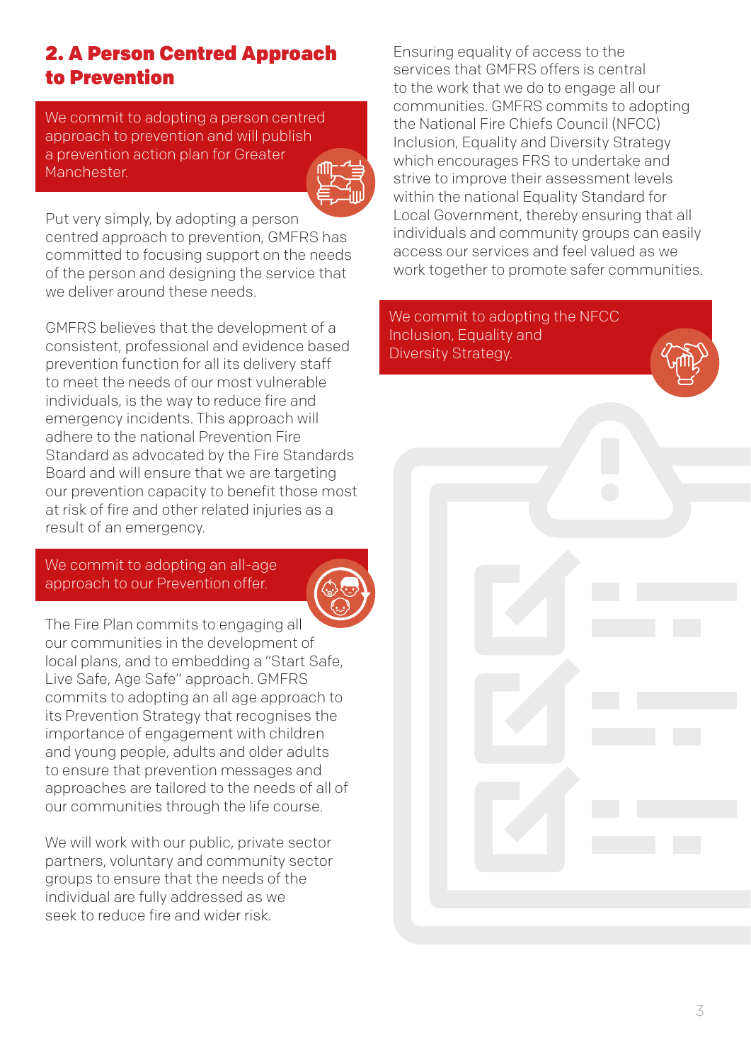## 2. A Person Centred Approach to Prevention

**We commit to adopting a person centred approach to prevention and will publish a prevention action plan for Greater Manchester.**

Put very simply, by adopting a person centred approach to prevention, GMFRS has committed to focusing support on the needs of the person and designing the service that we deliver around these needs.

GMFRS believes that the development of a consistent, professional and evidence based prevention function for all its delivery staff to meet the needs of our most vulnerable individuals, is the way to reduce fire and emergency incidents. This approach will adhere to the national Prevention Fire Standard as advocated by the Fire Standards Board and will ensure that we are targeting our prevention capacity to benefit those most at risk of fire and other related injuries as a result of an emergency.

**We commit to adopting an all-age approach to our Prevention offer.**

The Fire Plan commits to engaging all our communities in the development of local plans, and to embedding a "Start Safe, Live Safe, Age Safe" approach. GMFRS commits to adopting an all age approach to its Prevention Strategy that recognises the importance of engagement with children and young people, adults and older adults to ensure that prevention messages and approaches are tailored to the needs of all of our communities through the life course.

We will work with our public, private sector partners, voluntary and community sector groups to ensure that the needs of the individual are fully addressed as we seek to reduce fire and wider risk.

Ensuring equality of access to the services that GMFRS offers is central to the work that we do to engage all our communities. GMFRS commits to adopting the National Fire Chiefs Council (NFCC) Inclusion, Equality and Diversity Strategy which encourages FRS to undertake and strive to improve their assessment levels within the national Equality Standard for Local Government, thereby ensuring that all individuals and community groups can easily access our services and feel valued as we work together to promote safer communities.

**We commit to adopting the NFCC Inclusion, Equality and Diversity Strategy.**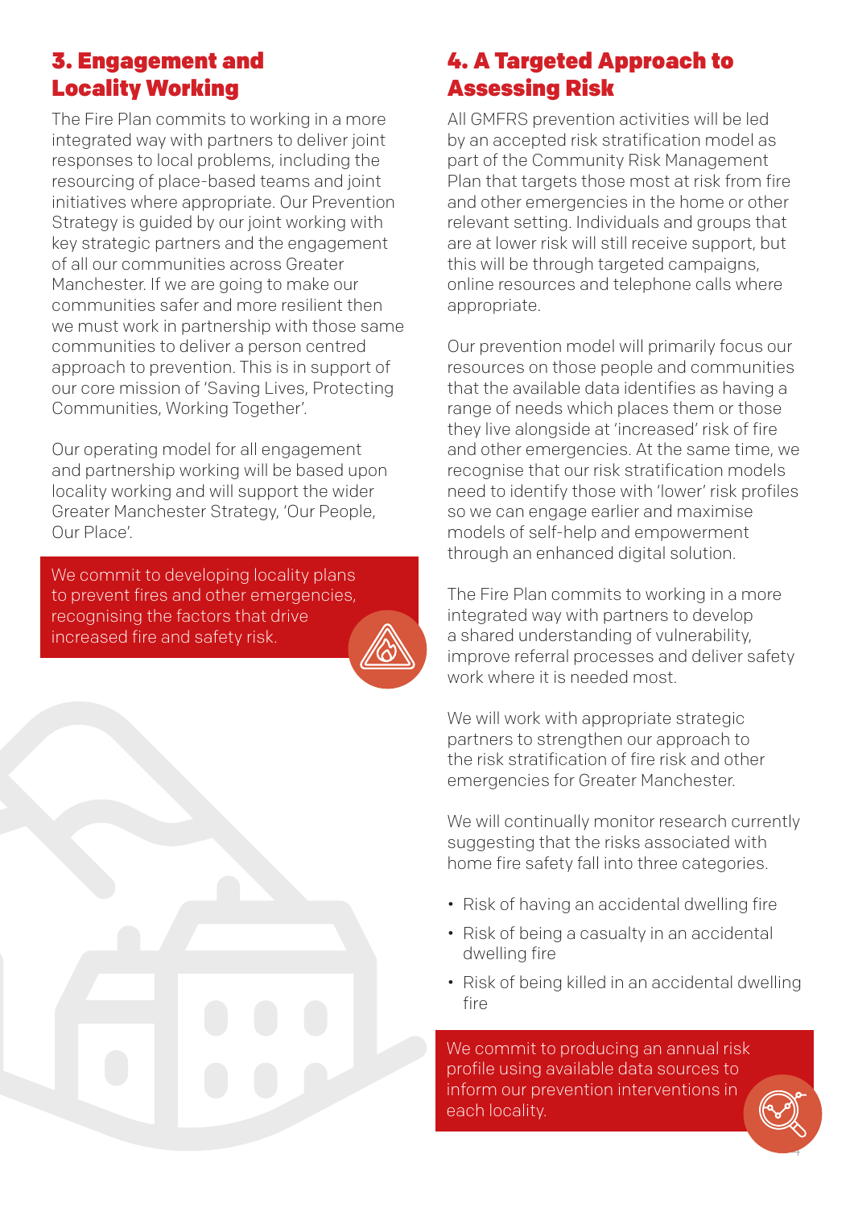## 3. Engagement and Locality Working

The Fire Plan commits to working in a more integrated way with partners to deliver joint responses to local problems, including the resourcing of place-based teams and joint initiatives where appropriate. Our Prevention Strategy is guided by our joint working with key strategic partners and the engagement of all our communities across Greater Manchester. If we are going to make our communities safer and more resilient then we must work in partnership with those same communities to deliver a person centred approach to prevention. This is in support of our core mission of 'Saving Lives, Protecting Communities, Working Together'.

Our operating model for all engagement and partnership working will be based upon locality working and will support the wider Greater Manchester Strategy, 'Our People, Our Place'.

We commit to developing locality plans to prevent fires and other emergencies, recognising the factors that drive increased fire and safety risk.

## 4. A Targeted Approach to Assessing Risk

All GMFRS prevention activities will be led by an accepted risk stratification model as part of the Community Risk Management Plan that targets those most at risk from fire and other emergencies in the home or other relevant setting. Individuals and groups that are at lower risk will still receive support, but this will be through targeted campaigns, online resources and telephone calls where appropriate.

Our prevention model will primarily focus our resources on those people and communities that the available data identifies as having a range of needs which places them or those they live alongside at 'increased' risk of fire and other emergencies. At the same time, we recognise that our risk stratification models need to identify those with 'lower' risk profiles so we can engage earlier and maximise models of self-help and empowerment through an enhanced digital solution.

The Fire Plan commits to working in a more integrated way with partners to develop a shared understanding of vulnerability, improve referral processes and deliver safety work where it is needed most.

We will work with appropriate strategic partners to strengthen our approach to the risk stratification of fire risk and other emergencies for Greater Manchester.

We will continually monitor research currently suggesting that the risks associated with home fire safety fall into three categories.

- Risk of having an accidental dwelling fire
- Risk of being a casualty in an accidental dwelling fire
- Risk of being killed in an accidental dwelling fire

We commit to producing an annual risk profile using available data sources to inform our prevention interventions in each locality.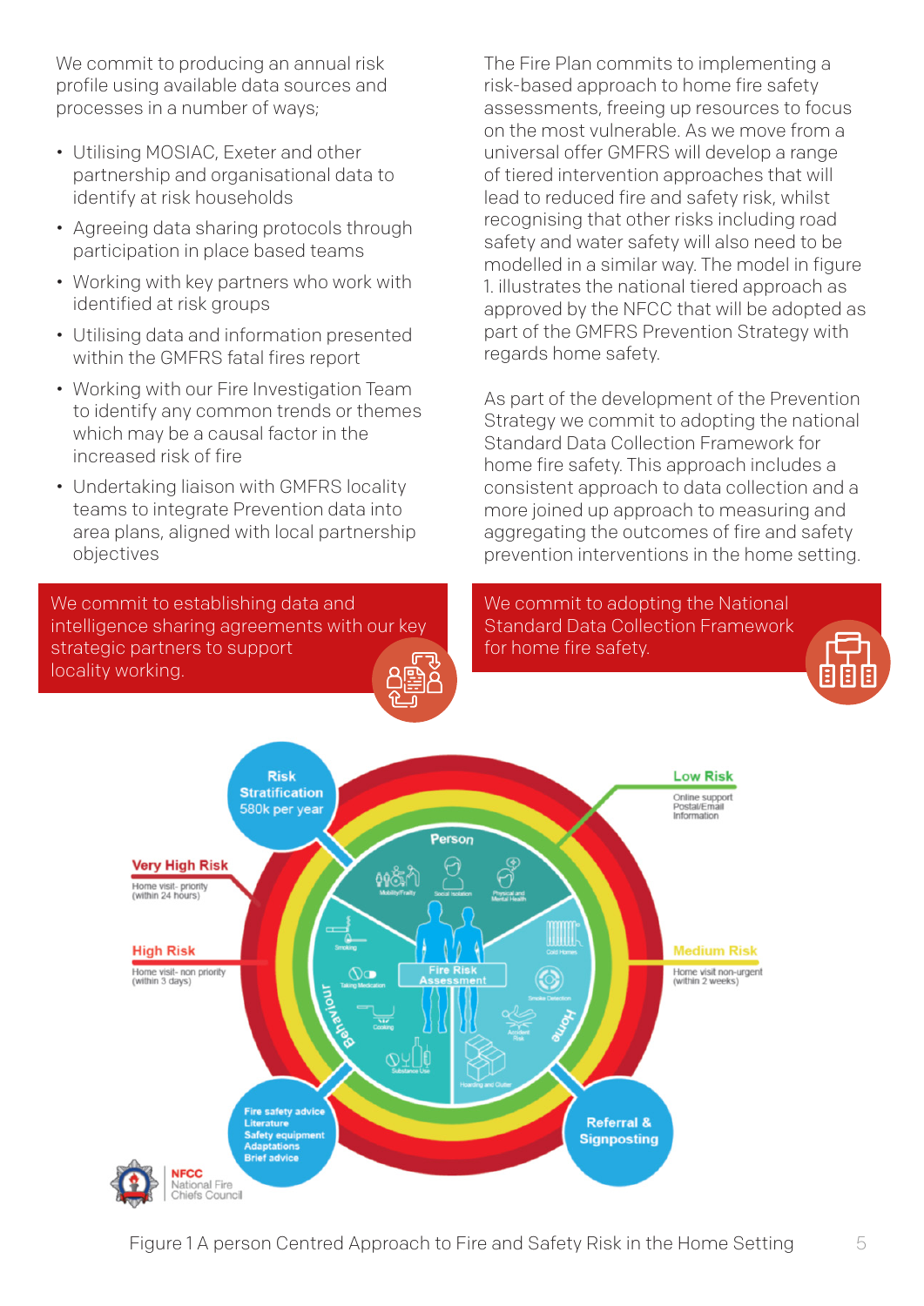We commit to producing an annual risk profile using available data sources and processes in a number of ways;

- Utilising MOSIAC, Exeter and other partnership and organisational data to identify at risk households
- Agreeing data sharing protocols through participation in place based teams
- Working with key partners who work with identified at risk groups
- Utilising data and information presented within the GMFRS fatal fires report
- Working with our Fire Investigation Team to identify any common trends or themes which may be a causal factor in the increased risk of fire
- Undertaking liaison with GMFRS locality teams to integrate Prevention data into area plans, aligned with local partnership objectives

**We commit to establishing data and intelligence sharing agreements with our key strategic partners to support locality working.**

The Fire Plan commits to implementing a risk-based approach to home fire safety assessments, freeing up resources to focus on the most vulnerable. As we move from a universal offer GMFRS will develop a range of tiered intervention approaches that will lead to reduced fire and safety risk, whilst recognising that other risks including road safety and water safety will also need to be modelled in a similar way. The model in figure 1. illustrates the national tiered approach as approved by the NFCC that will be adopted as part of the GMFRS Prevention Strategy with regards home safety.

As part of the development of the Prevention Strategy we commit to adopting the national Standard Data Collection Framework for home fire safety. This approach includes a consistent approach to data collection and a more joined up approach to measuring and aggregating the outcomes of fire and safety prevention interventions in the home setting.

**We commit to adopting the National Standard Data Collection Framework for home fire safety.**

Risk Stratification 580k per year

Very High Risk – Home visit- priority (within 24 hours)

High Risk – Home visit- non priority (within 3 days)

Medium Risk – Home visit non-urgent (within 2 weeks)

Low Risk – Online support, Postal/Email, Information

Person: Mobility/Frailty, Social Isolation, Physical and Mental Health

Behaviour: Smoking, Taking Medication, Cooking, Substance Use

Home: Cold Homes, Smoke Detection, Accident Risk, Hoarding and Clutter

Fire Risk Assessment

Fire safety advice, Literature, Safety equipment, Adaptations, Brief advice

Referral & Signposting

NFCC National Fire Chiefs Council

Figure 1 A person Centred Approach to Fire and Safety Risk in the Home Setting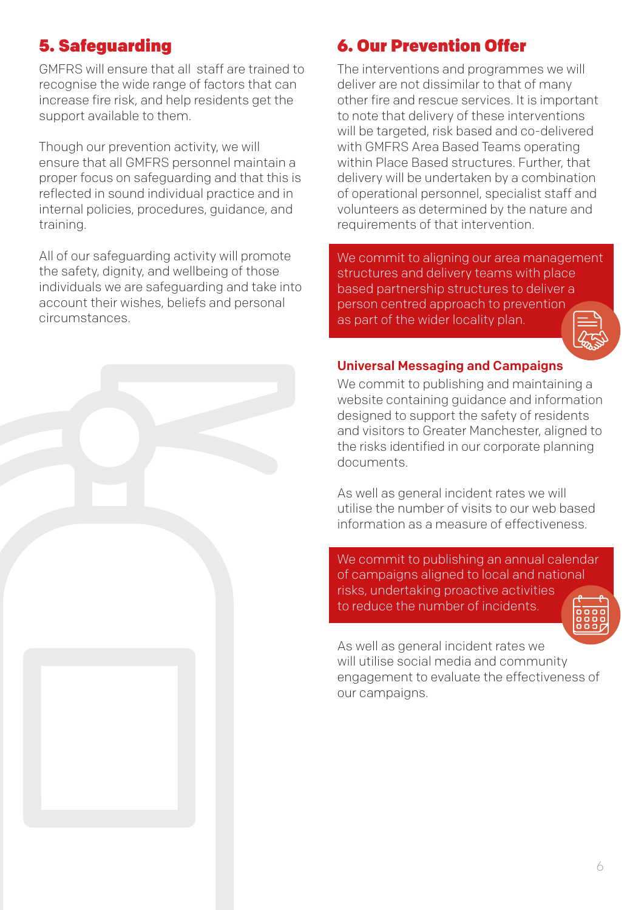## 5. Safeguarding

GMFRS will ensure that all staff are trained to recognise the wide range of factors that can increase fire risk, and help residents get the support available to them.

Though our prevention activity, we will ensure that all GMFRS personnel maintain a proper focus on safeguarding and that this is reflected in sound individual practice and in internal policies, procedures, guidance, and training.

All of our safeguarding activity will promote the safety, dignity, and wellbeing of those individuals we are safeguarding and take into account their wishes, beliefs and personal circumstances.

## 6. Our Prevention Offer

The interventions and programmes we will deliver are not dissimilar to that of many other fire and rescue services. It is important to note that delivery of these interventions will be targeted, risk based and co-delivered with GMFRS Area Based Teams operating within Place Based structures. Further, that delivery will be undertaken by a combination of operational personnel, specialist staff and volunteers as determined by the nature and requirements of that intervention.

We commit to aligning our area management structures and delivery teams with place based partnership structures to deliver a person centred approach to prevention as part of the wider locality plan.

### Universal Messaging and Campaigns

We commit to publishing and maintaining a website containing guidance and information designed to support the safety of residents and visitors to Greater Manchester, aligned to the risks identified in our corporate planning documents.

As well as general incident rates we will utilise the number of visits to our web based information as a measure of effectiveness.

We commit to publishing an annual calendar of campaigns aligned to local and national risks, undertaking proactive activities to reduce the number of incidents.

As well as general incident rates we will utilise social media and community engagement to evaluate the effectiveness of our campaigns.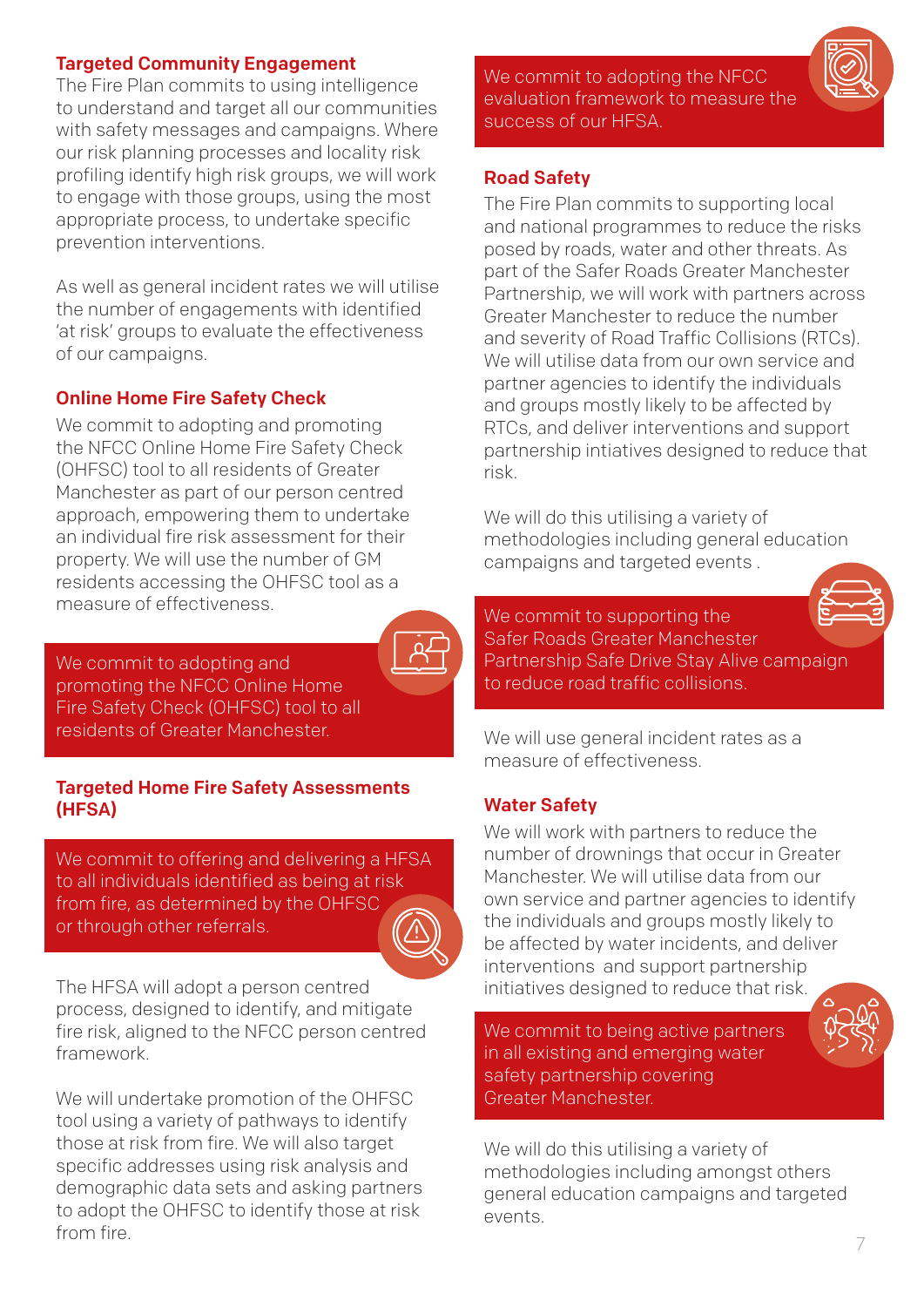### Targeted Community Engagement

The Fire Plan commits to using intelligence to understand and target all our communities with safety messages and campaigns. Where our risk planning processes and locality risk profiling identify high risk groups, we will work to engage with those groups, using the most appropriate process, to undertake specific prevention interventions.

As well as general incident rates we will utilise the number of engagements with identified 'at risk' groups to evaluate the effectiveness of our campaigns.

### Online Home Fire Safety Check

We commit to adopting and promoting the NFCC Online Home Fire Safety Check (OHFSC) tool to all residents of Greater Manchester as part of our person centred approach, empowering them to undertake an individual fire risk assessment for their property. We will use the number of GM residents accessing the OHFSC tool as a measure of effectiveness.

> We commit to adopting and promoting the NFCC Online Home Fire Safety Check (OHFSC) tool to all residents of Greater Manchester.

### Targeted Home Fire Safety Assessments (HFSA)

> We commit to offering and delivering a HFSA to all individuals identified as being at risk from fire, as determined by the OHFSC or through other referrals.

The HFSA will adopt a person centred process, designed to identify, and mitigate fire risk, aligned to the NFCC person centred framework.

We will undertake promotion of the OHFSC tool using a variety of pathways to identify those at risk from fire. We will also target specific addresses using risk analysis and demographic data sets and asking partners to adopt the OHFSC to identify those at risk from fire.

> We commit to adopting the NFCC evaluation framework to measure the success of our HFSA.

### Road Safety

The Fire Plan commits to supporting local and national programmes to reduce the risks posed by roads, water and other threats. As part of the Safer Roads Greater Manchester Partnership, we will work with partners across Greater Manchester to reduce the number and severity of Road Traffic Collisions (RTCs). We will utilise data from our own service and partner agencies to identify the individuals and groups mostly likely to be affected by RTCs, and deliver interventions and support partnership intiatives designed to reduce that risk.

We will do this utilising a variety of methodologies including general education campaigns and targeted events .

> We commit to supporting the Safer Roads Greater Manchester Partnership Safe Drive Stay Alive campaign to reduce road traffic collisions.

We will use general incident rates as a measure of effectiveness.

### Water Safety

We will work with partners to reduce the number of drownings that occur in Greater Manchester. We will utilise data from our own service and partner agencies to identify the individuals and groups mostly likely to be affected by water incidents, and deliver interventions and support partnership initiatives designed to reduce that risk.

> We commit to being active partners in all existing and emerging water safety partnership covering Greater Manchester.

We will do this utilising a variety of methodologies including amongst others general education campaigns and targeted events.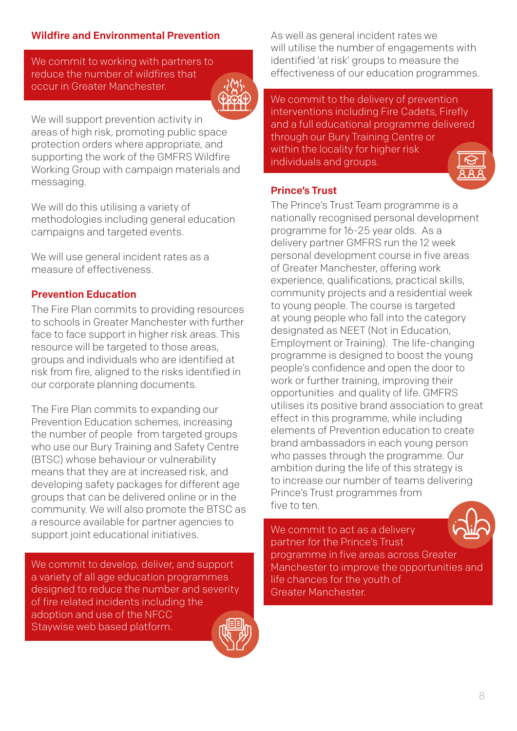### Wildfire and Environmental Prevention

We commit to working with partners to reduce the number of wildfires that occur in Greater Manchester.

We will support prevention activity in areas of high risk, promoting public space protection orders where appropriate, and supporting the work of the GMFRS Wildfire Working Group with campaign materials and messaging.

We will do this utilising a variety of methodologies including general education campaigns and targeted events.

We will use general incident rates as a measure of effectiveness.

### Prevention Education

The Fire Plan commits to providing resources to schools in Greater Manchester with further face to face support in higher risk areas. This resource will be targeted to those areas, groups and individuals who are identified at risk from fire, aligned to the risks identified in our corporate planning documents.

The Fire Plan commits to expanding our Prevention Education schemes, increasing the number of people from targeted groups who use our Bury Training and Safety Centre (BTSC) whose behaviour or vulnerability means that they are at increased risk, and developing safety packages for different age groups that can be delivered online or in the community. We will also promote the BTSC as a resource available for partner agencies to support joint educational initiatives.

We commit to develop, deliver, and support a variety of all age education programmes designed to reduce the number and severity of fire related incidents including the adoption and use of the NFCC Staywise web based platform.

As well as general incident rates we will utilise the number of engagements with identified 'at risk' groups to measure the effectiveness of our education programmes.

We commit to the delivery of prevention interventions including Fire Cadets, Firefly and a full educational programme delivered through our Bury Training Centre or within the locality for higher risk individuals and groups.

### Prince's Trust

The Prince's Trust Team programme is a nationally recognised personal development programme for 16-25 year olds. As a delivery partner GMFRS run the 12 week personal development course in five areas of Greater Manchester, offering work experience, qualifications, practical skills, community projects and a residential week to young people. The course is targeted at young people who fall into the category designated as NEET (Not in Education, Employment or Training). The life-changing programme is designed to boost the young people's confidence and open the door to work or further training, improving their opportunities and quality of life. GMFRS utilises its positive brand association to great effect in this programme, while including elements of Prevention education to create brand ambassadors in each young person who passes through the programme. Our ambition during the life of this strategy is to increase our number of teams delivering Prince's Trust programmes from five to ten.

We commit to act as a delivery partner for the Prince's Trust programme in five areas across Greater Manchester to improve the opportunities and life chances for the youth of Greater Manchester.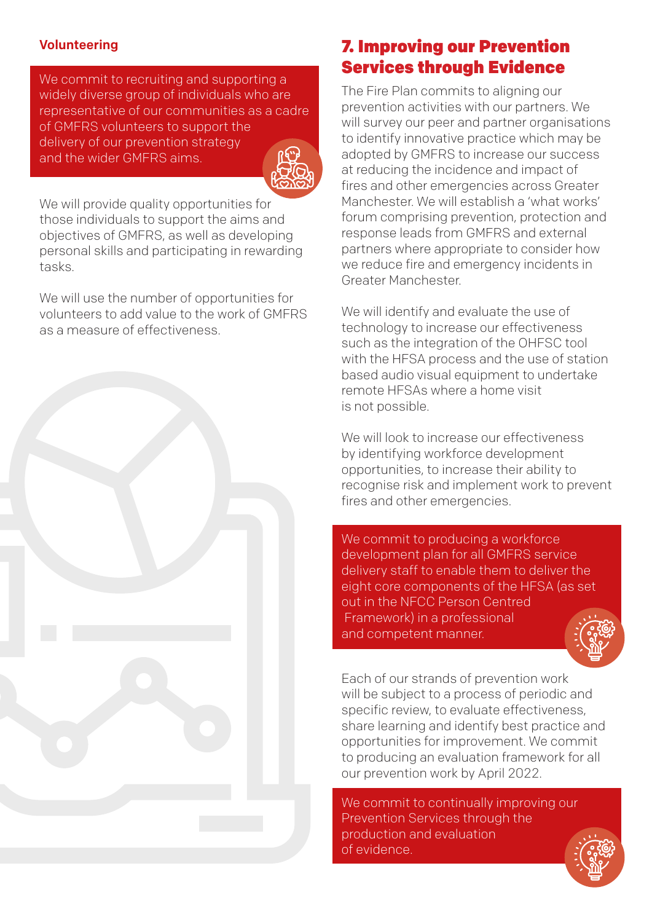### Volunteering

We commit to recruiting and supporting a widely diverse group of individuals who are representative of our communities as a cadre of GMFRS volunteers to support the delivery of our prevention strategy and the wider GMFRS aims.

We will provide quality opportunities for those individuals to support the aims and objectives of GMFRS, as well as developing personal skills and participating in rewarding tasks.

We will use the number of opportunities for volunteers to add value to the work of GMFRS as a measure of effectiveness.

## 7. Improving our Prevention Services through Evidence

The Fire Plan commits to aligning our prevention activities with our partners. We will survey our peer and partner organisations to identify innovative practice which may be adopted by GMFRS to increase our success at reducing the incidence and impact of fires and other emergencies across Greater Manchester. We will establish a 'what works' forum comprising prevention, protection and response leads from GMFRS and external partners where appropriate to consider how we reduce fire and emergency incidents in Greater Manchester.

We will identify and evaluate the use of technology to increase our effectiveness such as the integration of the OHFSC tool with the HFSA process and the use of station based audio visual equipment to undertake remote HFSAs where a home visit is not possible.

We will look to increase our effectiveness by identifying workforce development opportunities, to increase their ability to recognise risk and implement work to prevent fires and other emergencies.

We commit to producing a workforce development plan for all GMFRS service delivery staff to enable them to deliver the eight core components of the HFSA (as set out in the NFCC Person Centred Framework) in a professional and competent manner.

Each of our strands of prevention work will be subject to a process of periodic and specific review, to evaluate effectiveness, share learning and identify best practice and opportunities for improvement. We commit to producing an evaluation framework for all our prevention work by April 2022.

We commit to continually improving our Prevention Services through the production and evaluation of evidence.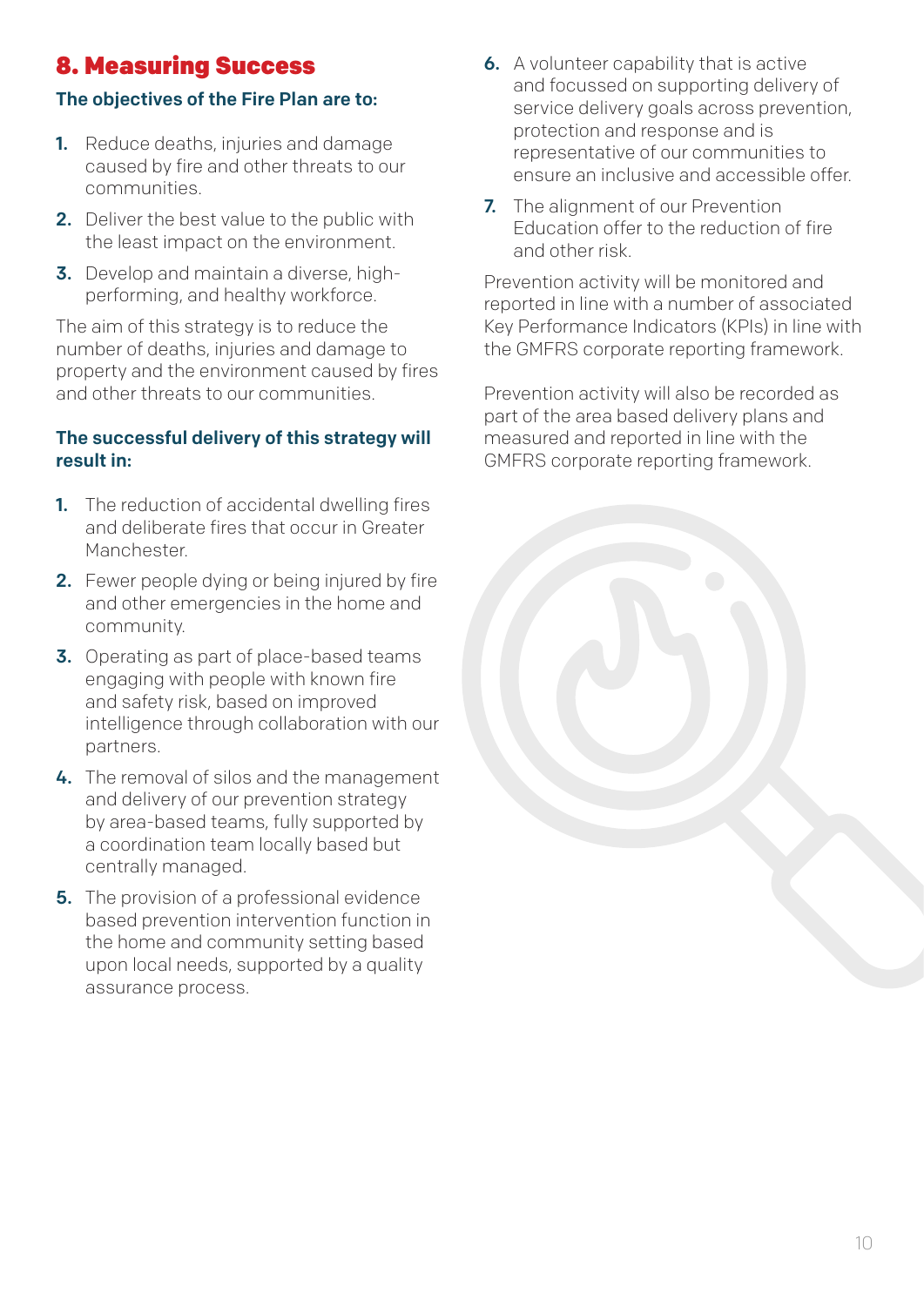## 8. Measuring Success

### The objectives of the Fire Plan are to:

1. Reduce deaths, injuries and damage caused by fire and other threats to our communities.
2. Deliver the best value to the public with the least impact on the environment.
3. Develop and maintain a diverse, high-performing, and healthy workforce.

The aim of this strategy is to reduce the number of deaths, injuries and damage to property and the environment caused by fires and other threats to our communities.

### The successful delivery of this strategy will result in:

1. The reduction of accidental dwelling fires and deliberate fires that occur in Greater Manchester.
2. Fewer people dying or being injured by fire and other emergencies in the home and community.
3. Operating as part of place-based teams engaging with people with known fire and safety risk, based on improved intelligence through collaboration with our partners.
4. The removal of silos and the management and delivery of our prevention strategy by area-based teams, fully supported by a coordination team locally based but centrally managed.
5. The provision of a professional evidence based prevention intervention function in the home and community setting based upon local needs, supported by a quality assurance process.
6. A volunteer capability that is active and focussed on supporting delivery of service delivery goals across prevention, protection and response and is representative of our communities to ensure an inclusive and accessible offer.
7. The alignment of our Prevention Education offer to the reduction of fire and other risk.

Prevention activity will be monitored and reported in line with a number of associated Key Performance Indicators (KPIs) in line with the GMFRS corporate reporting framework.

Prevention activity will also be recorded as part of the area based delivery plans and measured and reported in line with the GMFRS corporate reporting framework.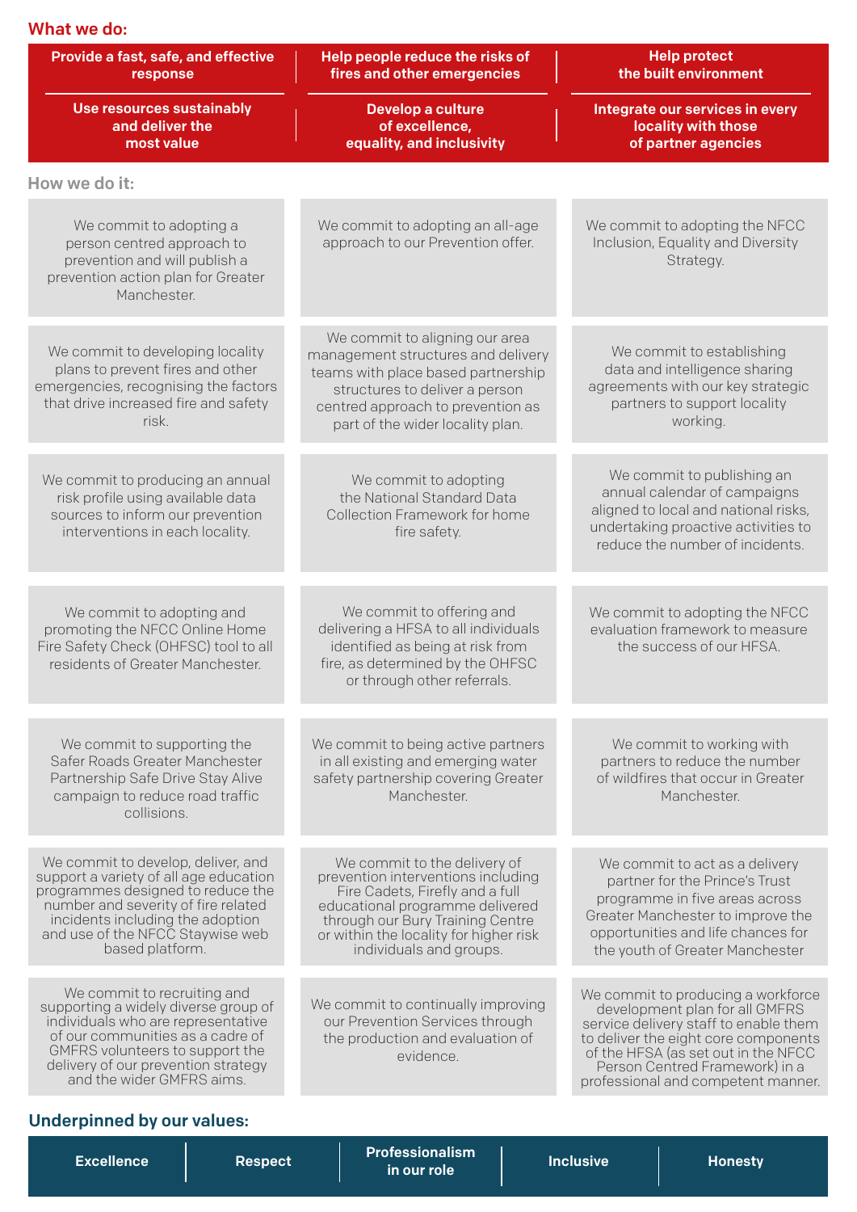## What we do:

| | | |
|---|---|---|
| **Provide a fast, safe, and effective response** | **Help people reduce the risks of fires and other emergencies** | **Help protect the built environment** |
| **Use resources sustainably and deliver the most value** | **Develop a culture of excellence, equality, and inclusivity** | **Integrate our services in every locality with those of partner agencies** |

## How we do it:

| | | |
|---|---|---|
| We commit to adopting a person centred approach to prevention and will publish a prevention action plan for Greater Manchester. | We commit to adopting an all-age approach to our Prevention offer. | We commit to adopting the NFCC Inclusion, Equality and Diversity Strategy. |
| We commit to developing locality plans to prevent fires and other emergencies, recognising the factors that drive increased fire and safety risk. | We commit to aligning our area management structures and delivery teams with place based partnership structures to deliver a person centred approach to prevention as part of the wider locality plan. | We commit to establishing data and intelligence sharing agreements with our key strategic partners to support locality working. |
| We commit to producing an annual risk profile using available data sources to inform our prevention interventions in each locality. | We commit to adopting the National Standard Data Collection Framework for home fire safety. | We commit to publishing an annual calendar of campaigns aligned to local and national risks, undertaking proactive activities to reduce the number of incidents. |
| We commit to adopting and promoting the NFCC Online Home Fire Safety Check (OHFSC) tool to all residents of Greater Manchester. | We commit to offering and delivering a HFSA to all individuals identified as being at risk from fire, as determined by the OHFSC or through other referrals. | We commit to adopting the NFCC evaluation framework to measure the success of our HFSA. |
| We commit to supporting the Safer Roads Greater Manchester Partnership Safe Drive Stay Alive campaign to reduce road traffic collisions. | We commit to being active partners in all existing and emerging water safety partnership covering Greater Manchester. | We commit to working with partners to reduce the number of wildfires that occur in Greater Manchester. |
| We commit to develop, deliver, and support a variety of all age education programmes designed to reduce the number and severity of fire related incidents including the adoption and use of the NFCC Staywise web based platform. | We commit to the delivery of prevention interventions including Fire Cadets, Firefly and a full educational programme delivered through our Bury Training Centre or within the locality for higher risk individuals and groups. | We commit to act as a delivery partner for the Prince's Trust programme in five areas across Greater Manchester to improve the opportunities and life chances for the youth of Greater Manchester |
| We commit to recruiting and supporting a widely diverse group of individuals who are representative of our communities as a cadre of GMFRS volunteers to support the delivery of our prevention strategy and the wider GMFRS aims. | We commit to continually improving our Prevention Services through the production and evaluation of evidence. | We commit to producing a workforce development plan for all GMFRS service delivery staff to enable them to deliver the eight core components of the HFSA (as set out in the NFCC Person Centred Framework) in a professional and competent manner. |

## Underpinned by our values:

| | | | | |
|---|---|---|---|---|
| **Excellence** | **Respect** | **Professionalism in our role** | **Inclusive** | **Honesty** |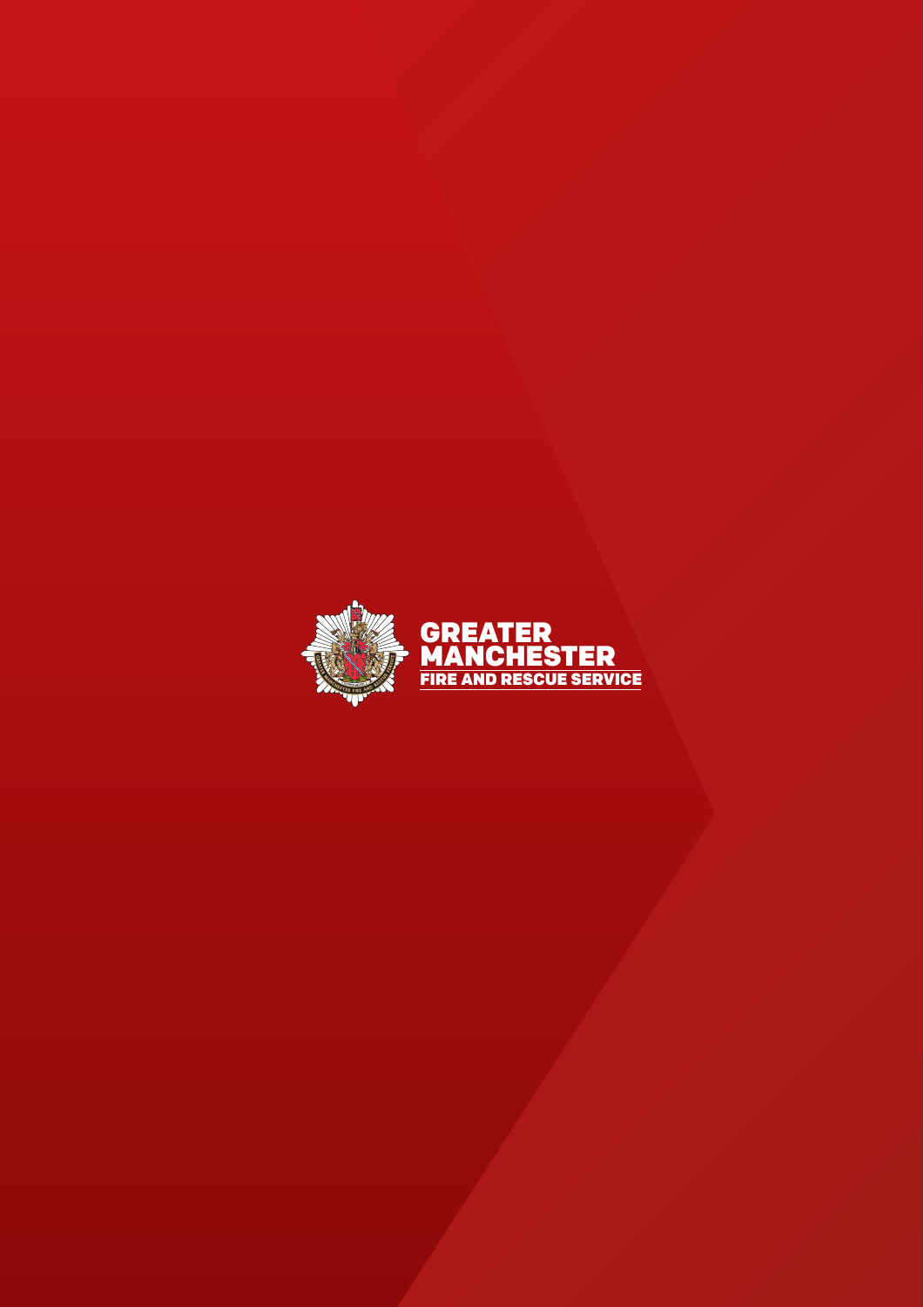GREATER MANCHESTER

FIRE AND RESCUE SERVICE